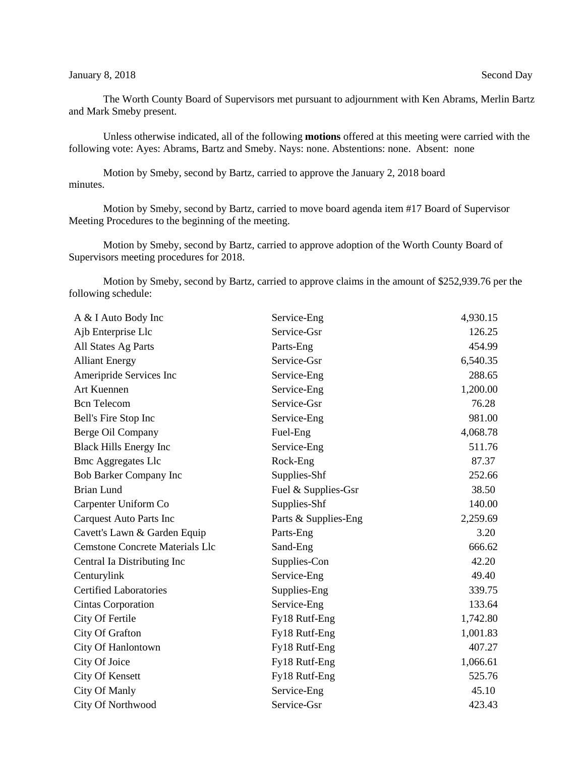January 8, 2018 Second Day

The Worth County Board of Supervisors met pursuant to adjournment with Ken Abrams, Merlin Bartz and Mark Smeby present.

Unless otherwise indicated, all of the following **motions** offered at this meeting were carried with the following vote: Ayes: Abrams, Bartz and Smeby. Nays: none. Abstentions: none. Absent: none

Motion by Smeby, second by Bartz, carried to approve the January 2, 2018 board minutes.

Motion by Smeby, second by Bartz, carried to move board agenda item #17 Board of Supervisor Meeting Procedures to the beginning of the meeting.

Motion by Smeby, second by Bartz, carried to approve adoption of the Worth County Board of Supervisors meeting procedures for 2018.

Motion by Smeby, second by Bartz, carried to approve claims in the amount of $252,939.76 per the following schedule:

| | | |
|---|---|---|
| A & I Auto Body Inc | Service-Eng | 4,930.15 |
| Ajb Enterprise Llc | Service-Gsr | 126.25 |
| All States Ag Parts | Parts-Eng | 454.99 |
| Alliant Energy | Service-Gsr | 6,540.35 |
| Ameripride Services Inc | Service-Eng | 288.65 |
| Art Kuennen | Service-Eng | 1,200.00 |
| Bcn Telecom | Service-Gsr | 76.28 |
| Bell's Fire Stop Inc | Service-Eng | 981.00 |
| Berge Oil Company | Fuel-Eng | 4,068.78 |
| Black Hills Energy Inc | Service-Eng | 511.76 |
| Bmc Aggregates Llc | Rock-Eng | 87.37 |
| Bob Barker Company Inc | Supplies-Shf | 252.66 |
| Brian Lund | Fuel & Supplies-Gsr | 38.50 |
| Carpenter Uniform Co | Supplies-Shf | 140.00 |
| Carquest Auto Parts Inc | Parts & Supplies-Eng | 2,259.69 |
| Cavett's Lawn & Garden Equip | Parts-Eng | 3.20 |
| Cemstone Concrete Materials Llc | Sand-Eng | 666.62 |
| Central Ia Distributing Inc | Supplies-Con | 42.20 |
| Centurylink | Service-Eng | 49.40 |
| Certified Laboratories | Supplies-Eng | 339.75 |
| Cintas Corporation | Service-Eng | 133.64 |
| City Of Fertile | Fy18 Rutf-Eng | 1,742.80 |
| City Of Grafton | Fy18 Rutf-Eng | 1,001.83 |
| City Of Hanlontown | Fy18 Rutf-Eng | 407.27 |
| City Of Joice | Fy18 Rutf-Eng | 1,066.61 |
| City Of Kensett | Fy18 Rutf-Eng | 525.76 |
| City Of Manly | Service-Eng | 45.10 |
| City Of Northwood | Service-Gsr | 423.43 |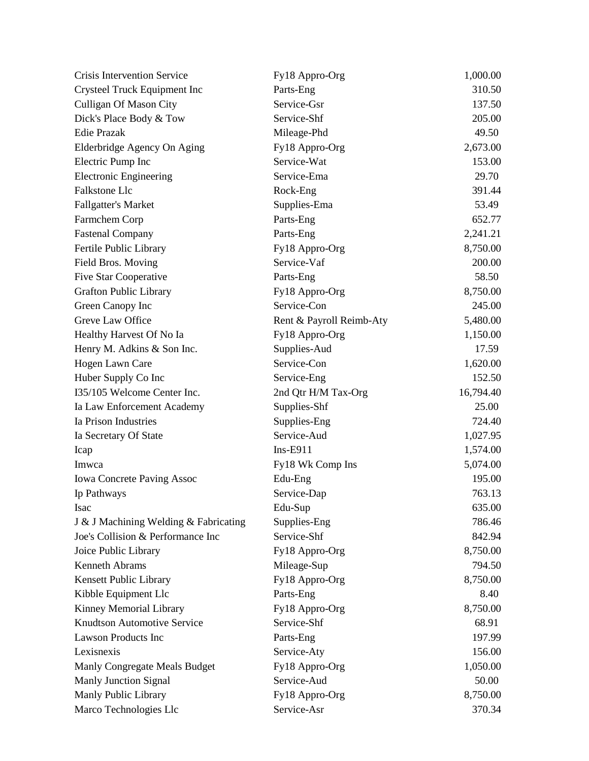| | | |
|---|---|---|
| Crisis Intervention Service | Fy18 Appro-Org | 1,000.00 |
| Crysteel Truck Equipment Inc | Parts-Eng | 310.50 |
| Culligan Of Mason City | Service-Gsr | 137.50 |
| Dick's Place Body & Tow | Service-Shf | 205.00 |
| Edie Prazak | Mileage-Phd | 49.50 |
| Elderbridge Agency On Aging | Fy18 Appro-Org | 2,673.00 |
| Electric Pump Inc | Service-Wat | 153.00 |
| Electronic Engineering | Service-Ema | 29.70 |
| Falkstone Llc | Rock-Eng | 391.44 |
| Fallgatter's Market | Supplies-Ema | 53.49 |
| Farmchem Corp | Parts-Eng | 652.77 |
| Fastenal Company | Parts-Eng | 2,241.21 |
| Fertile Public Library | Fy18 Appro-Org | 8,750.00 |
| Field Bros. Moving | Service-Vaf | 200.00 |
| Five Star Cooperative | Parts-Eng | 58.50 |
| Grafton Public Library | Fy18 Appro-Org | 8,750.00 |
| Green Canopy Inc | Service-Con | 245.00 |
| Greve Law Office | Rent & Payroll Reimb-Aty | 5,480.00 |
| Healthy Harvest Of No Ia | Fy18 Appro-Org | 1,150.00 |
| Henry M. Adkins & Son Inc. | Supplies-Aud | 17.59 |
| Hogen Lawn Care | Service-Con | 1,620.00 |
| Huber Supply Co Inc | Service-Eng | 152.50 |
| I35/105 Welcome Center Inc. | 2nd Qtr H/M Tax-Org | 16,794.40 |
| Ia Law Enforcement Academy | Supplies-Shf | 25.00 |
| Ia Prison Industries | Supplies-Eng | 724.40 |
| Ia Secretary Of State | Service-Aud | 1,027.95 |
| Icap | Ins-E911 | 1,574.00 |
| Imwca | Fy18 Wk Comp Ins | 5,074.00 |
| Iowa Concrete Paving Assoc | Edu-Eng | 195.00 |
| Ip Pathways | Service-Dap | 763.13 |
| Isac | Edu-Sup | 635.00 |
| J & J Machining Welding & Fabricating | Supplies-Eng | 786.46 |
| Joe's Collision & Performance Inc | Service-Shf | 842.94 |
| Joice Public Library | Fy18 Appro-Org | 8,750.00 |
| Kenneth Abrams | Mileage-Sup | 794.50 |
| Kensett Public Library | Fy18 Appro-Org | 8,750.00 |
| Kibble Equipment Llc | Parts-Eng | 8.40 |
| Kinney Memorial Library | Fy18 Appro-Org | 8,750.00 |
| Knudtson Automotive Service | Service-Shf | 68.91 |
| Lawson Products Inc | Parts-Eng | 197.99 |
| Lexisnexis | Service-Aty | 156.00 |
| Manly Congregate Meals Budget | Fy18 Appro-Org | 1,050.00 |
| Manly Junction Signal | Service-Aud | 50.00 |
| Manly Public Library | Fy18 Appro-Org | 8,750.00 |
| Marco Technologies Llc | Service-Asr | 370.34 |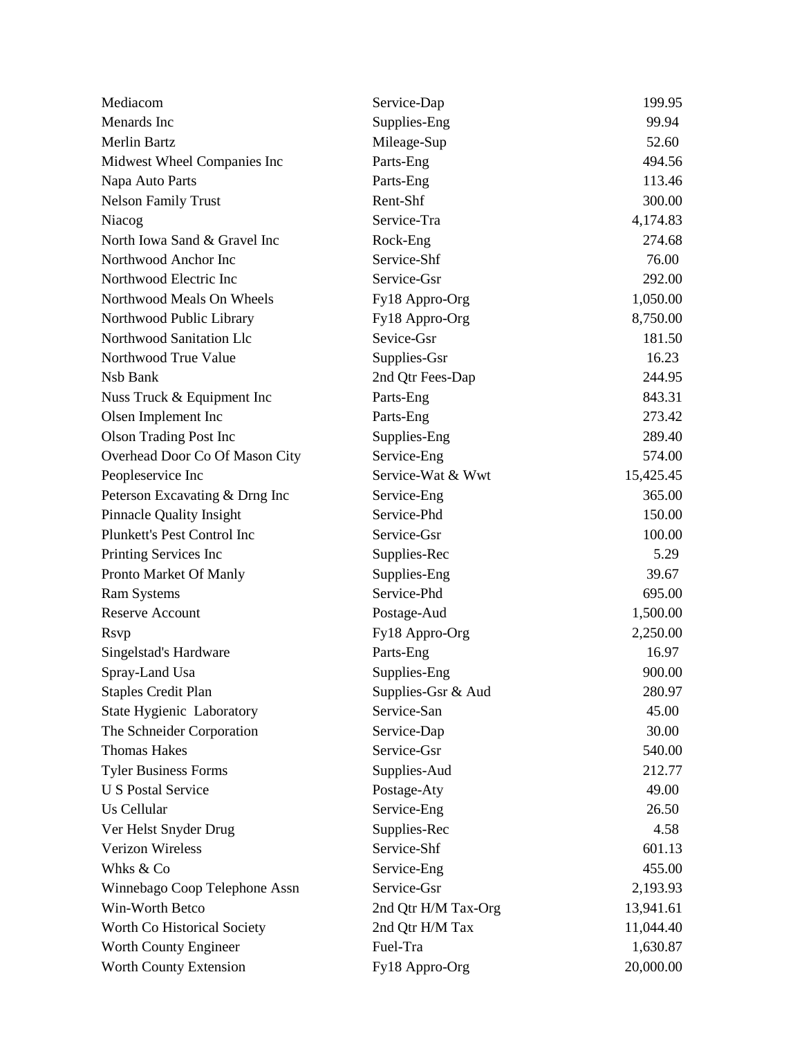| | | |
|---|---|---|
| Mediacom | Service-Dap | 199.95 |
| Menards Inc | Supplies-Eng | 99.94 |
| Merlin Bartz | Mileage-Sup | 52.60 |
| Midwest Wheel Companies Inc | Parts-Eng | 494.56 |
| Napa Auto Parts | Parts-Eng | 113.46 |
| Nelson Family Trust | Rent-Shf | 300.00 |
| Niacog | Service-Tra | 4,174.83 |
| North Iowa Sand & Gravel Inc | Rock-Eng | 274.68 |
| Northwood Anchor Inc | Service-Shf | 76.00 |
| Northwood Electric Inc | Service-Gsr | 292.00 |
| Northwood Meals On Wheels | Fy18 Appro-Org | 1,050.00 |
| Northwood Public Library | Fy18 Appro-Org | 8,750.00 |
| Northwood Sanitation Llc | Sevice-Gsr | 181.50 |
| Northwood True Value | Supplies-Gsr | 16.23 |
| Nsb Bank | 2nd Qtr Fees-Dap | 244.95 |
| Nuss Truck & Equipment Inc | Parts-Eng | 843.31 |
| Olsen Implement Inc | Parts-Eng | 273.42 |
| Olson Trading Post Inc | Supplies-Eng | 289.40 |
| Overhead Door Co Of Mason City | Service-Eng | 574.00 |
| Peopleservice Inc | Service-Wat & Wwt | 15,425.45 |
| Peterson Excavating & Drng Inc | Service-Eng | 365.00 |
| Pinnacle Quality Insight | Service-Phd | 150.00 |
| Plunkett's Pest Control Inc | Service-Gsr | 100.00 |
| Printing Services Inc | Supplies-Rec | 5.29 |
| Pronto Market Of Manly | Supplies-Eng | 39.67 |
| Ram Systems | Service-Phd | 695.00 |
| Reserve Account | Postage-Aud | 1,500.00 |
| Rsvp | Fy18 Appro-Org | 2,250.00 |
| Singelstad's Hardware | Parts-Eng | 16.97 |
| Spray-Land Usa | Supplies-Eng | 900.00 |
| Staples Credit Plan | Supplies-Gsr & Aud | 280.97 |
| State Hygienic Laboratory | Service-San | 45.00 |
| The Schneider Corporation | Service-Dap | 30.00 |
| Thomas Hakes | Service-Gsr | 540.00 |
| Tyler Business Forms | Supplies-Aud | 212.77 |
| U S Postal Service | Postage-Aty | 49.00 |
| Us Cellular | Service-Eng | 26.50 |
| Ver Helst Snyder Drug | Supplies-Rec | 4.58 |
| Verizon Wireless | Service-Shf | 601.13 |
| Whks & Co | Service-Eng | 455.00 |
| Winnebago Coop Telephone Assn | Service-Gsr | 2,193.93 |
| Win-Worth Betco | 2nd Qtr H/M Tax-Org | 13,941.61 |
| Worth Co Historical Society | 2nd Qtr H/M Tax | 11,044.40 |
| Worth County Engineer | Fuel-Tra | 1,630.87 |
| Worth County Extension | Fy18 Appro-Org | 20,000.00 |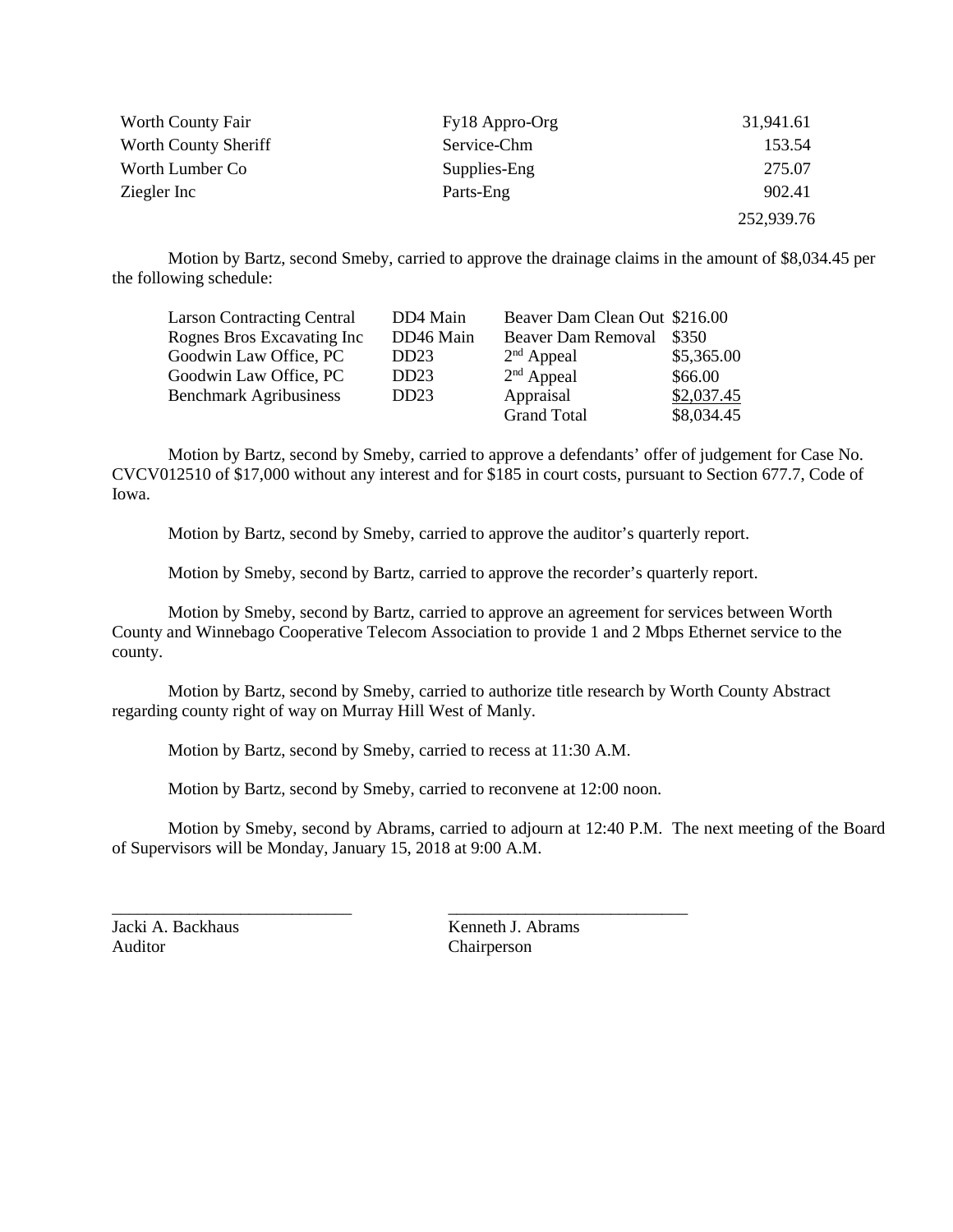| | | |
|---|---|---|
| Worth County Fair | Fy18 Appro-Org | 31,941.61 |
| Worth County Sheriff | Service-Chm | 153.54 |
| Worth Lumber Co | Supplies-Eng | 275.07 |
| Ziegler Inc | Parts-Eng | 902.41 |
| | | 252,939.76 |

Motion by Bartz, second Smeby, carried to approve the drainage claims in the amount of $8,034.45 per the following schedule:

| | | | |
|---|---|---|---|
| Larson Contracting Central | DD4 Main | Beaver Dam Clean Out | $216.00 |
| Rognes Bros Excavating Inc | DD46 Main | Beaver Dam Removal | $350 |
| Goodwin Law Office, PC | DD23 | 2nd Appeal | $5,365.00 |
| Goodwin Law Office, PC | DD23 | 2nd Appeal | $66.00 |
| Benchmark Agribusiness | DD23 | Appraisal | $2,037.45 |
| | | Grand Total | $8,034.45 |

Motion by Bartz, second by Smeby, carried to approve a defendants' offer of judgement for Case No. CVCV012510 of $17,000 without any interest and for $185 in court costs, pursuant to Section 677.7, Code of Iowa.

Motion by Bartz, second by Smeby, carried to approve the auditor's quarterly report.

Motion by Smeby, second by Bartz, carried to approve the recorder's quarterly report.

Motion by Smeby, second by Bartz, carried to approve an agreement for services between Worth County and Winnebago Cooperative Telecom Association to provide 1 and 2 Mbps Ethernet service to the county.

Motion by Bartz, second by Smeby, carried to authorize title research by Worth County Abstract regarding county right of way on Murray Hill West of Manly.

Motion by Bartz, second by Smeby, carried to recess at 11:30 A.M.

Motion by Bartz, second by Smeby, carried to reconvene at 12:00 noon.

Motion by Smeby, second by Abrams, carried to adjourn at 12:40 P.M. The next meeting of the Board of Supervisors will be Monday, January 15, 2018 at 9:00 A.M.

\_\_\_\_\_\_\_\_\_\_\_\_\_\_\_\_\_\_\_\_\_\_\_\_\_\_\_\_
Jacki A. Backhaus
Auditor

\_\_\_\_\_\_\_\_\_\_\_\_\_\_\_\_\_\_\_\_\_\_\_\_\_\_\_\_
Kenneth J. Abrams
Chairperson